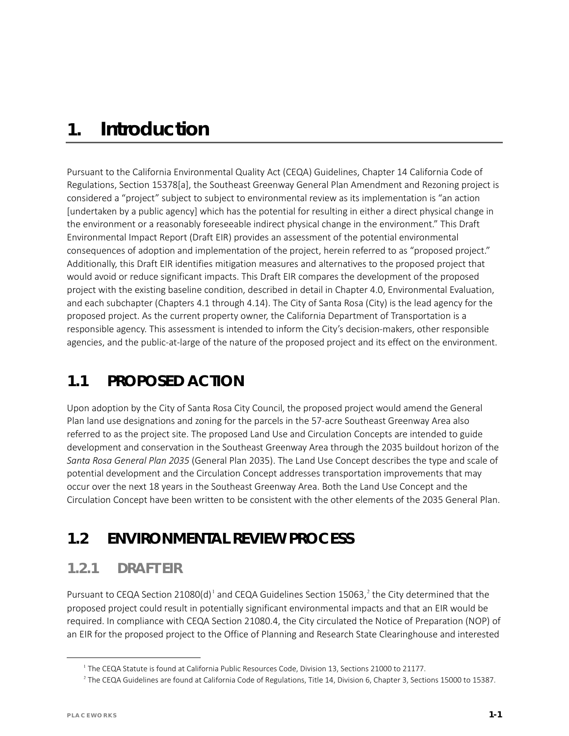# 1. Introduction

Pursuant to the California Environmental Quality Act (CEQA) Guidelines, Chapter 14 California Code of Regulations, Section 15378[a], the Southeast Greenway General Plan Amendment and Rezoning project is considered a "project" subject to subject to environmental review as its implementation is "an action [undertaken by a public agency] which has the potential for resulting in either a direct physical change in the environment or a reasonably foreseeable indirect physical change in the environment." This Draft Environmental Impact Report (Draft EIR) provides an assessment of the potential environmental consequences of adoption and implementation of the project, herein referred to as "proposed project." Additionally, this Draft EIR identifies mitigation measures and alternatives to the proposed project that would avoid or reduce significant impacts. This Draft EIR compares the development of the proposed project with the existing baseline condition, described in detail in Chapter 4.0, Environmental Evaluation, and each subchapter (Chapters 4.1 through 4.14). The City of Santa Rosa (City) is the lead agency for the proposed project. As the current property owner, the California Department of Transportation is a responsible agency. This assessment is intended to inform the City's decision-makers, other responsible agencies, and the public-at-large of the nature of the proposed project and its effect on the environment.

## 1.1 PROPOSED ACTION

Upon adoption by the City of Santa Rosa City Council, the proposed project would amend the General Plan land use designations and zoning for the parcels in the 57-acre Southeast Greenway Area also referred to as the project site. The proposed Land Use and Circulation Concepts are intended to guide development and conservation in the Southeast Greenway Area through the 2035 buildout horizon of the *Santa Rosa General Plan 2035* (General Plan 2035). The Land Use Concept describes the type and scale of potential development and the Circulation Concept addresses transportation improvements that may occur over the next 18 years in the Southeast Greenway Area. Both the Land Use Concept and the Circulation Concept have been written to be consistent with the other elements of the 2035 General Plan.

## 1.2 ENVIRONMENTAL REVIEW PROCESS

### 1.2.1 DRAFT EIR

Pursuant to CEQA Section 21080(d)[1] and CEQA Guidelines Section 15063,[2] the City determined that the proposed project could result in potentially significant environmental impacts and that an EIR would be required. In compliance with CEQA Section 21080.4, the City circulated the Notice of Preparation (NOP) of an EIR for the proposed project to the Office of Planning and Research State Clearinghouse and interested

[1] The CEQA Statute is found at California Public Resources Code, Division 13, Sections 21000 to 21177.

[2] The CEQA Guidelines are found at California Code of Regulations, Title 14, Division 6, Chapter 3, Sections 15000 to 15387.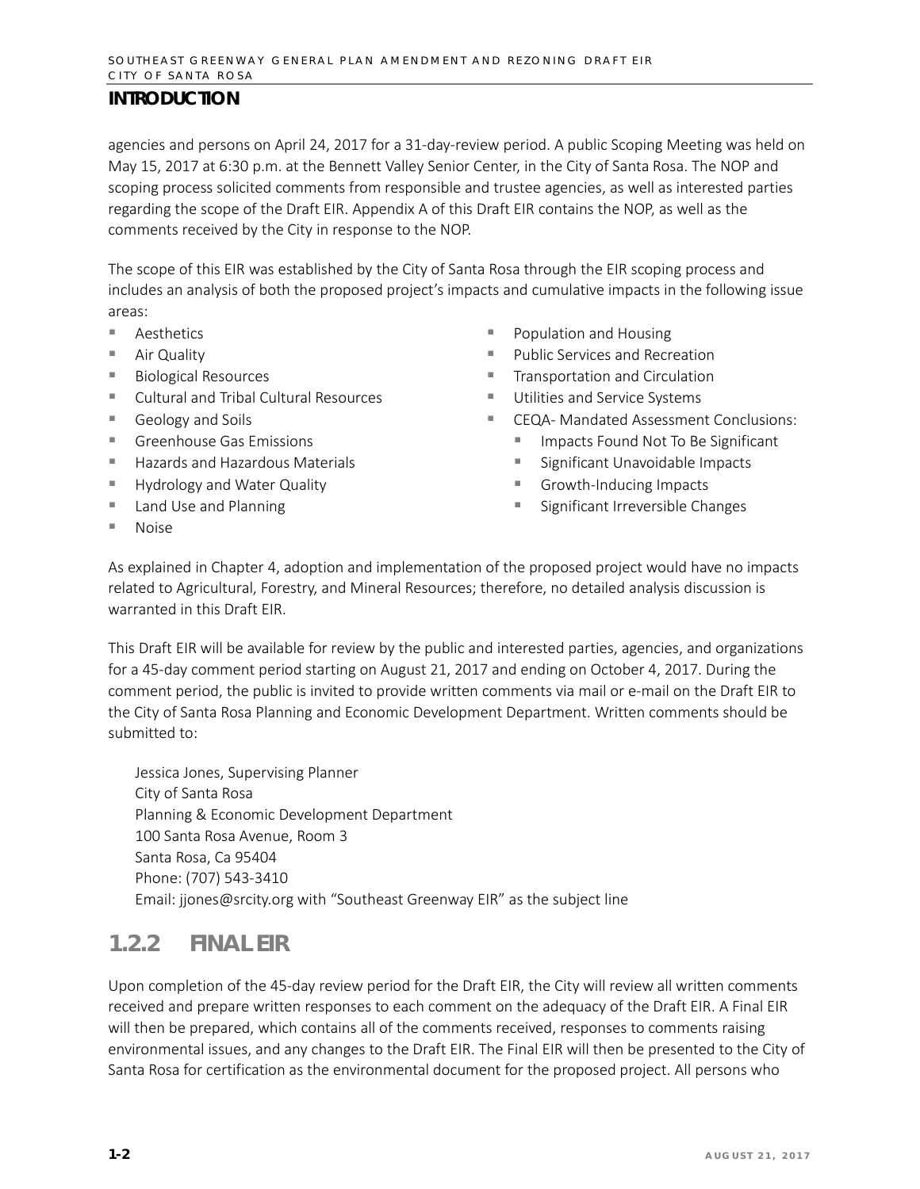agencies and persons on April 24, 2017 for a 31-day-review period. A public Scoping Meeting was held on May 15, 2017 at 6:30 p.m. at the Bennett Valley Senior Center, in the City of Santa Rosa. The NOP and scoping process solicited comments from responsible and trustee agencies, as well as interested parties regarding the scope of the Draft EIR. Appendix A of this Draft EIR contains the NOP, as well as the comments received by the City in response to the NOP.

The scope of this EIR was established by the City of Santa Rosa through the EIR scoping process and includes an analysis of both the proposed project's impacts and cumulative impacts in the following issue areas:

- Aesthetics
- Air Quality
- Biological Resources
- Cultural and Tribal Cultural Resources
- Geology and Soils
- Greenhouse Gas Emissions
- Hazards and Hazardous Materials
- Hydrology and Water Quality
- Land Use and Planning
- Noise
- Population and Housing
- Public Services and Recreation
- Transportation and Circulation
- Utilities and Service Systems
- CEQA- Mandated Assessment Conclusions:
  - Impacts Found Not To Be Significant
  - Significant Unavoidable Impacts
  - Growth-Inducing Impacts
  - Significant Irreversible Changes

As explained in Chapter 4, adoption and implementation of the proposed project would have no impacts related to Agricultural, Forestry, and Mineral Resources; therefore, no detailed analysis discussion is warranted in this Draft EIR.

This Draft EIR will be available for review by the public and interested parties, agencies, and organizations for a 45-day comment period starting on August 21, 2017 and ending on October 4, 2017. During the comment period, the public is invited to provide written comments via mail or e-mail on the Draft EIR to the City of Santa Rosa Planning and Economic Development Department. Written comments should be submitted to:

Jessica Jones, Supervising Planner
City of Santa Rosa
Planning & Economic Development Department
100 Santa Rosa Avenue, Room 3
Santa Rosa, Ca 95404
Phone: (707) 543-3410
Email: jjones@srcity.org with "Southeast Greenway EIR" as the subject line

## 1.2.2 FINAL EIR

Upon completion of the 45-day review period for the Draft EIR, the City will review all written comments received and prepare written responses to each comment on the adequacy of the Draft EIR. A Final EIR will then be prepared, which contains all of the comments received, responses to comments raising environmental issues, and any changes to the Draft EIR. The Final EIR will then be presented to the City of Santa Rosa for certification as the environmental document for the proposed project. All persons who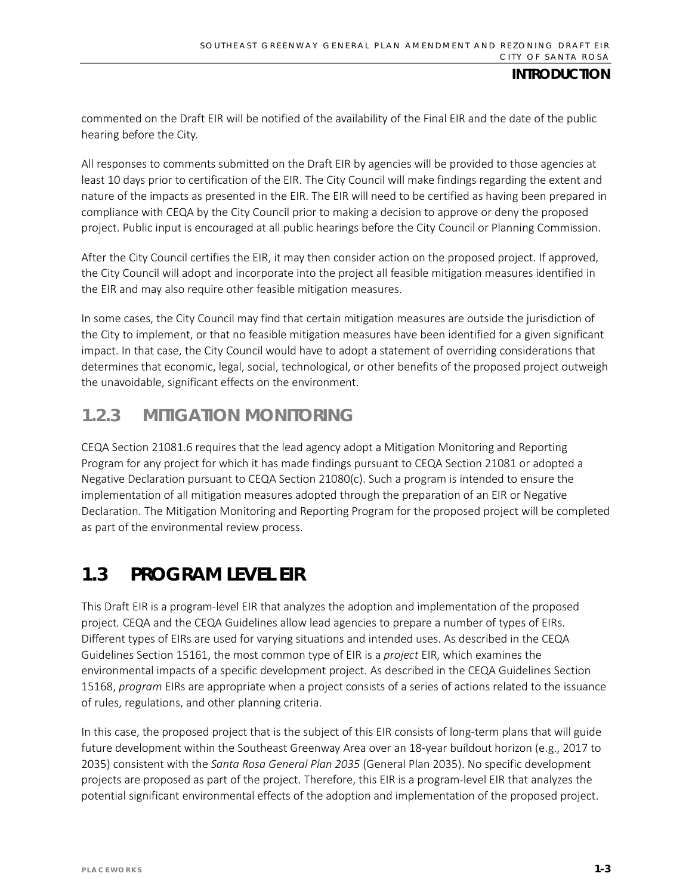commented on the Draft EIR will be notified of the availability of the Final EIR and the date of the public hearing before the City.

All responses to comments submitted on the Draft EIR by agencies will be provided to those agencies at least 10 days prior to certification of the EIR. The City Council will make findings regarding the extent and nature of the impacts as presented in the EIR. The EIR will need to be certified as having been prepared in compliance with CEQA by the City Council prior to making a decision to approve or deny the proposed project. Public input is encouraged at all public hearings before the City Council or Planning Commission.

After the City Council certifies the EIR, it may then consider action on the proposed project. If approved, the City Council will adopt and incorporate into the project all feasible mitigation measures identified in the EIR and may also require other feasible mitigation measures.

In some cases, the City Council may find that certain mitigation measures are outside the jurisdiction of the City to implement, or that no feasible mitigation measures have been identified for a given significant impact. In that case, the City Council would have to adopt a statement of overriding considerations that determines that economic, legal, social, technological, or other benefits of the proposed project outweigh the unavoidable, significant effects on the environment.

### 1.2.3 MITIGATION MONITORING

CEQA Section 21081.6 requires that the lead agency adopt a Mitigation Monitoring and Reporting Program for any project for which it has made findings pursuant to CEQA Section 21081 or adopted a Negative Declaration pursuant to CEQA Section 21080(c). Such a program is intended to ensure the implementation of all mitigation measures adopted through the preparation of an EIR or Negative Declaration. The Mitigation Monitoring and Reporting Program for the proposed project will be completed as part of the environmental review process.

## 1.3 PROGRAM LEVEL EIR

This Draft EIR is a program-level EIR that analyzes the adoption and implementation of the proposed project. CEQA and the CEQA Guidelines allow lead agencies to prepare a number of types of EIRs. Different types of EIRs are used for varying situations and intended uses. As described in the CEQA Guidelines Section 15161, the most common type of EIR is a *project* EIR, which examines the environmental impacts of a specific development project. As described in the CEQA Guidelines Section 15168, *program* EIRs are appropriate when a project consists of a series of actions related to the issuance of rules, regulations, and other planning criteria.

In this case, the proposed project that is the subject of this EIR consists of long-term plans that will guide future development within the Southeast Greenway Area over an 18-year buildout horizon (e.g., 2017 to 2035) consistent with the *Santa Rosa General Plan 2035* (General Plan 2035). No specific development projects are proposed as part of the project. Therefore, this EIR is a program-level EIR that analyzes the potential significant environmental effects of the adoption and implementation of the proposed project.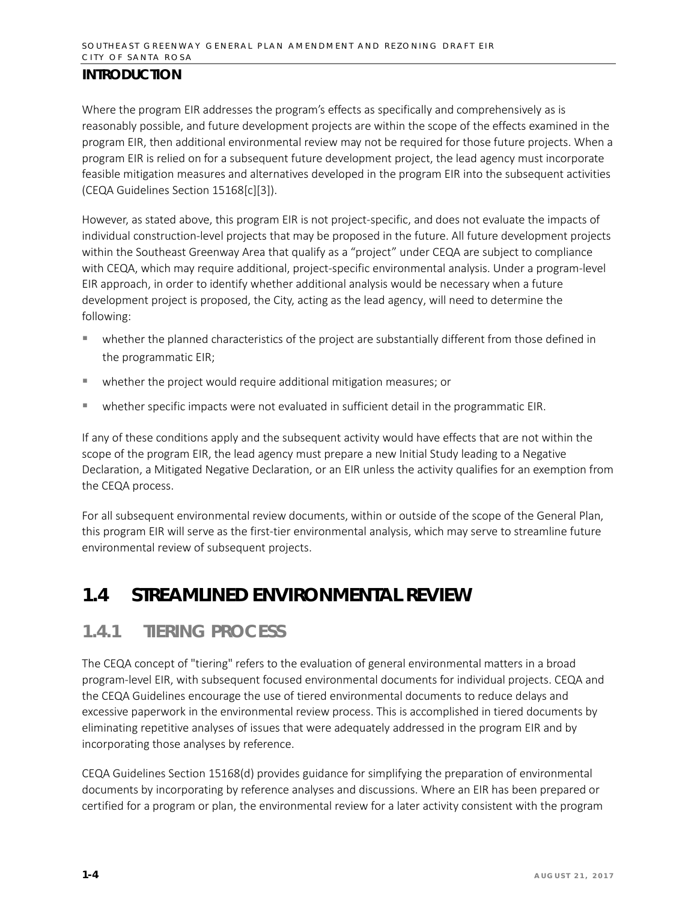## INTRODUCTION

Where the program EIR addresses the program's effects as specifically and comprehensively as is reasonably possible, and future development projects are within the scope of the effects examined in the program EIR, then additional environmental review may not be required for those future projects. When a program EIR is relied on for a subsequent future development project, the lead agency must incorporate feasible mitigation measures and alternatives developed in the program EIR into the subsequent activities (CEQA Guidelines Section 15168[c][3]).

However, as stated above, this program EIR is not project-specific, and does not evaluate the impacts of individual construction-level projects that may be proposed in the future. All future development projects within the Southeast Greenway Area that qualify as a "project" under CEQA are subject to compliance with CEQA, which may require additional, project-specific environmental analysis. Under a program-level EIR approach, in order to identify whether additional analysis would be necessary when a future development project is proposed, the City, acting as the lead agency, will need to determine the following:

- whether the planned characteristics of the project are substantially different from those defined in the programmatic EIR;
- whether the project would require additional mitigation measures; or
- whether specific impacts were not evaluated in sufficient detail in the programmatic EIR.

If any of these conditions apply and the subsequent activity would have effects that are not within the scope of the program EIR, the lead agency must prepare a new Initial Study leading to a Negative Declaration, a Mitigated Negative Declaration, or an EIR unless the activity qualifies for an exemption from the CEQA process.

For all subsequent environmental review documents, within or outside of the scope of the General Plan, this program EIR will serve as the first-tier environmental analysis, which may serve to streamline future environmental review of subsequent projects.

# 1.4 STREAMLINED ENVIRONMENTAL REVIEW

## 1.4.1 TIERING PROCESS

The CEQA concept of "tiering" refers to the evaluation of general environmental matters in a broad program-level EIR, with subsequent focused environmental documents for individual projects. CEQA and the CEQA Guidelines encourage the use of tiered environmental documents to reduce delays and excessive paperwork in the environmental review process. This is accomplished in tiered documents by eliminating repetitive analyses of issues that were adequately addressed in the program EIR and by incorporating those analyses by reference.

CEQA Guidelines Section 15168(d) provides guidance for simplifying the preparation of environmental documents by incorporating by reference analyses and discussions. Where an EIR has been prepared or certified for a program or plan, the environmental review for a later activity consistent with the program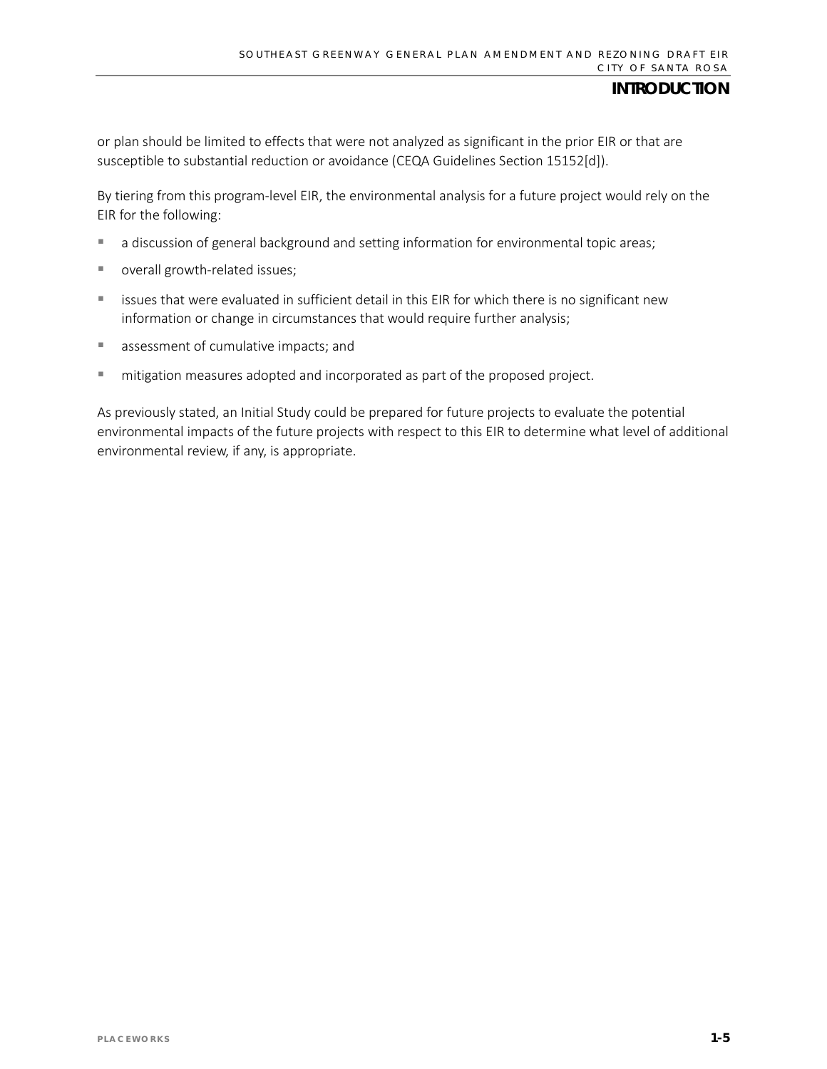or plan should be limited to effects that were not analyzed as significant in the prior EIR or that are susceptible to substantial reduction or avoidance (CEQA Guidelines Section 15152[d]).

By tiering from this program-level EIR, the environmental analysis for a future project would rely on the EIR for the following:

- a discussion of general background and setting information for environmental topic areas;
- overall growth-related issues;
- issues that were evaluated in sufficient detail in this EIR for which there is no significant new information or change in circumstances that would require further analysis;
- assessment of cumulative impacts; and
- mitigation measures adopted and incorporated as part of the proposed project.

As previously stated, an Initial Study could be prepared for future projects to evaluate the potential environmental impacts of the future projects with respect to this EIR to determine what level of additional environmental review, if any, is appropriate.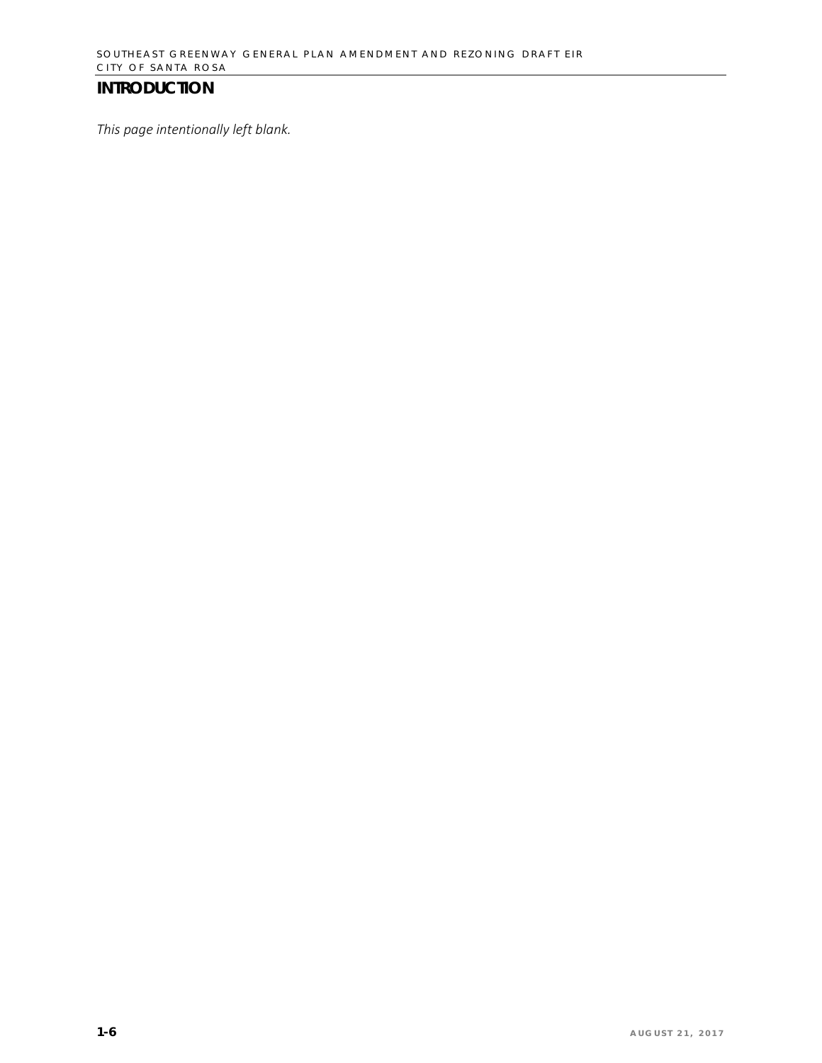# INTRODUCTION

*This page intentionally left blank.*